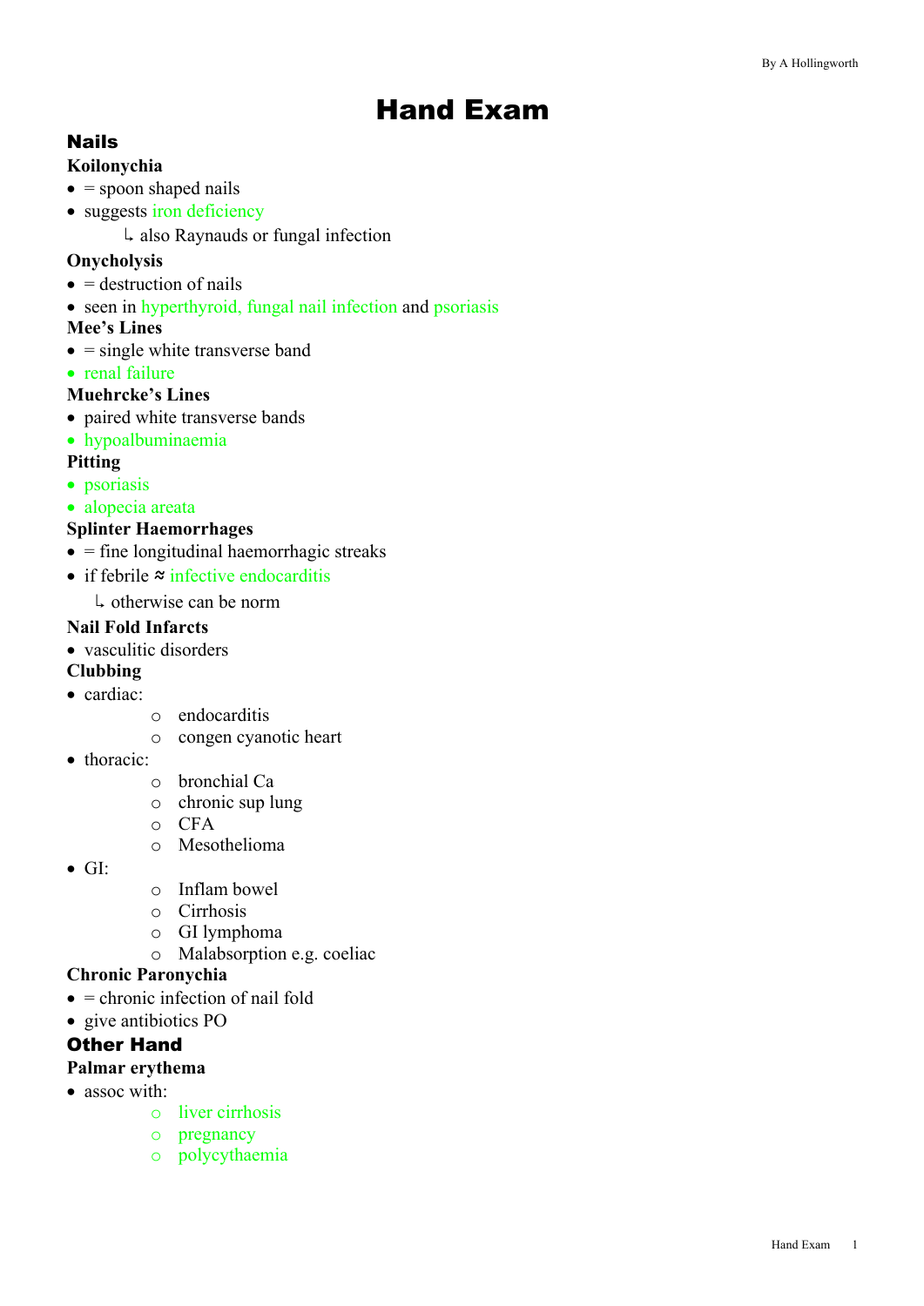# Hand Exam

## Nails

### Koilonychia

- = spoon shaped nails
- suggests iron deficiency
  - ↳ also Raynauds or fungal infection

### Onycholysis

- = destruction of nails
- seen in hyperthyroid, fungal nail infection and psoriasis

### Mee's Lines

- = single white transverse band
- renal failure

### Muehrcke's Lines

- paired white transverse bands
- hypoalbuminaemia

### Pitting

- psoriasis
- alopecia areata

### Splinter Haemorrhages

- = fine longitudinal haemorrhagic streaks
- if febrile ≈ infective endocarditis
  - ↳ otherwise can be norm

### Nail Fold Infarcts

- vasculitic disorders

### Clubbing

- cardiac:
  - endocarditis
  - congen cyanotic heart
- thoracic:
  - bronchial Ca
  - chronic sup lung
  - CFA
  - Mesothelioma
- GI:
  - Inflam bowel
  - Cirrhosis
  - GI lymphoma
  - Malabsorption e.g. coeliac

### Chronic Paronychia

- = chronic infection of nail fold
- give antibiotics PO

## Other Hand

### Palmar erythema

- assoc with:
  - liver cirrhosis
  - pregnancy
  - polycythaemia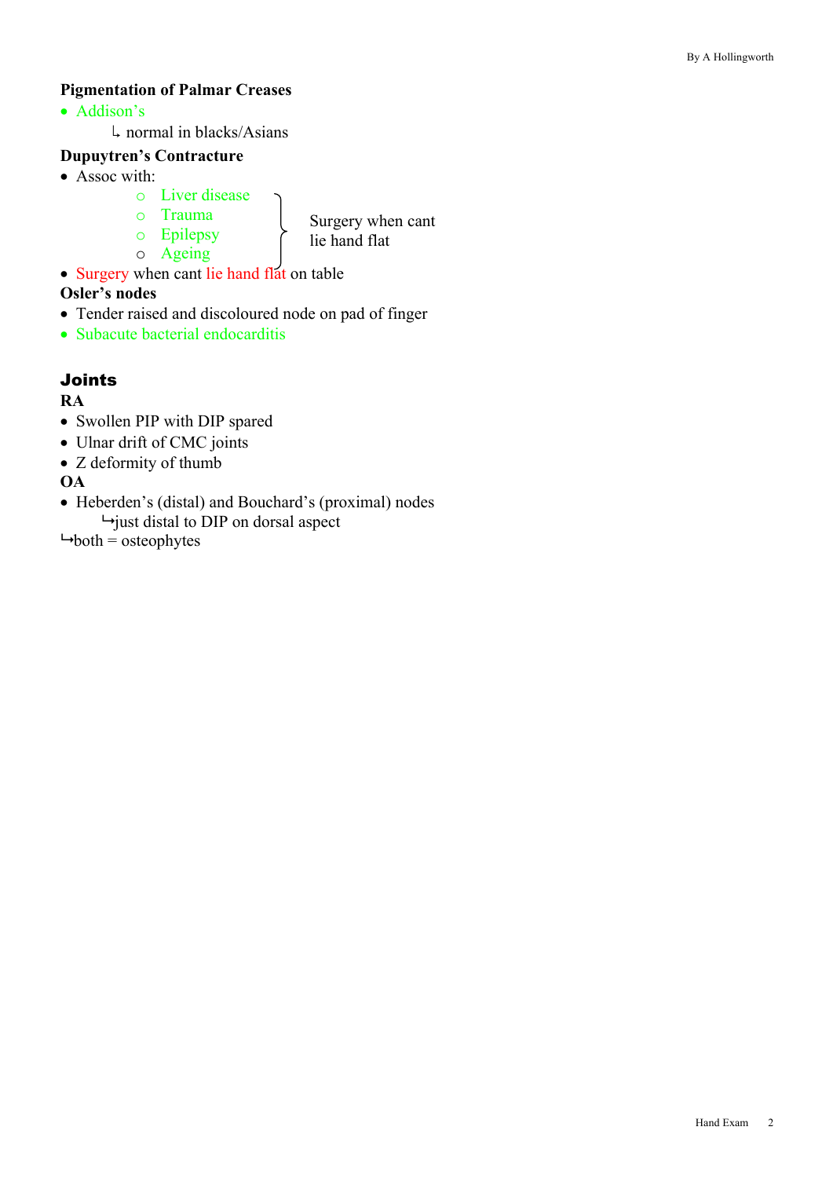**Pigmentation of Palmar Creases**

- Addison's
    - ↳ normal in blacks/Asians

**Dupuytren's Contracture**

- Assoc with:
    - Liver disease
    - Trauma
    - Epilepsy
    - Ageing

  } Surgery when cant lie hand flat

- Surgery when cant lie hand flat on table

**Osler's nodes**

- Tender raised and discoloured node on pad of finger
- Subacute bacterial endocarditis

## Joints

**RA**

- Swollen PIP with DIP spared
- Ulnar drift of CMC joints
- Z deformity of thumb

**OA**

- Heberden's (distal) and Bouchard's (proximal) nodes
    - ↳just distal to DIP on dorsal aspect

↳both = osteophytes